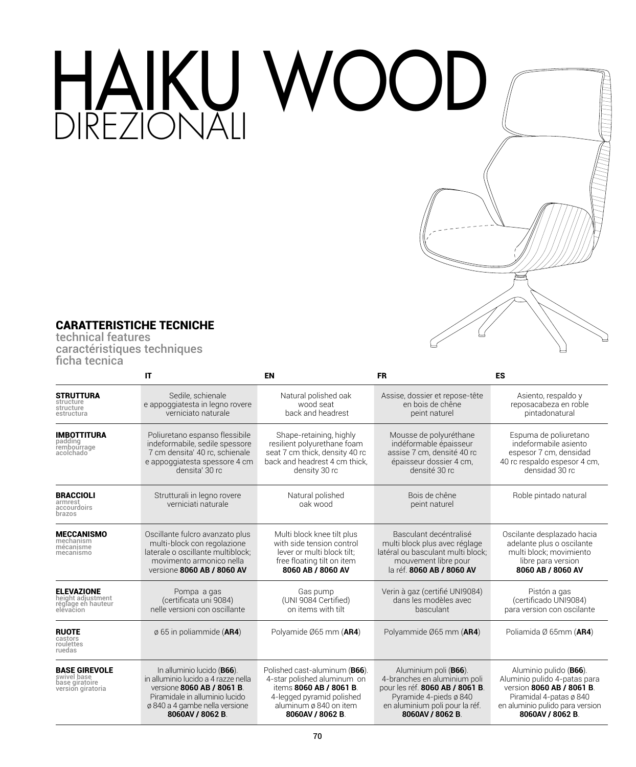# HAIKU WOOD
## DIREZIONALI

### CARATTERISTICHE TECNICHE
technical features
caractéristiques techniques
ficha tecnica

| | IT | EN | FR | ES |
|---|---|---|---|---|
| **STRUTTURA** structure structure estructura | Sedile, schienale e appoggiatesta in legno rovere verniciato naturale | Natural polished oak wood seat back and headrest | Assise, dossier et repose-tête en bois de chêne peint naturel | Asiento, respaldo y reposacabeza en roble pintadonatural |
| **IMBOTTITURA** padding rembourrage acolchado | Poliuretano espanso flessibile indeformabile, sedile spessore 7 cm densita' 40 rc, schienale e appoggiatesta spessore 4 cm densita' 30 rc | Shape-retaining, highly resilient polyurethane foam seat 7 cm thick, density 40 rc back and headrest 4 cm thick, density 30 rc | Mousse de polyuréthane indéformable épaisseur assise 7 cm, densité 40 rc épaisseur dossier 4 cm, densité 30 rc | Espuma de poliuretano indeformabile asiento espesor 7 cm, densidad 40 rc respaldo espesor 4 cm, densidad 30 rc |
| **BRACCIOLI** armrest accourdoirs brazos | Strutturali in legno rovere verniciati naturale | Natural polished oak wood | Bois de chêne peint naturel | Roble pintado natural |
| **MECCANISMO** mechanism mécanisme mecanismo | Oscillante fulcro avanzato plus multi-block con regolazione laterale o oscillante multiblock; movimento armonico nella versione **8060 AB / 8060 AV** | Multi block knee tilt plus with side tension control lever or multi block tilt; free floating tilt on item **8060 AB / 8060 AV** | Basculant decéntralisé multi block plus avec réglage latéral ou basculant multi block; mouvement libre pour la réf. **8060 AB / 8060 AV** | Oscilante desplazado hacia adelante plus o oscilante multi block; movimiento libre para version **8060 AB / 8060 AV** |
| **ELEVAZIONE** height adjustment réglage en hauteur elevacion | Pompa a gas (certificata uni 9084) nelle versioni con oscillante | Gas pump (UNI 9084 Certified) on items with tilt | Verin à gaz (certifié UNI9084) dans les modèles avec basculant | Pistón a gas (certificado UNI9084) para version con oscilante |
| **RUOTE** castors roulettes ruedas | ø 65 in poliammide (**AR4**) | Polyamide Ø65 mm (**AR4**) | Polyammide Ø65 mm (**AR4**) | Poliamida Ø 65mm (**AR4**) |
| **BASE GIREVOLE** swivel base base giratoire version giratoria | In alluminio lucido (**B66**). in alluminio lucido a 4 razze nella versione **8060 AB / 8061 B**. Piramidale in alluminio lucido ø 840 a 4 gambe nella versione **8060AV / 8062 B**. | Polished cast-aluminum (**B66**). 4-star polished aluminum on items **8060 AB / 8061 B**. 4-legged pyramid polished aluminum ø 840 on item **8060AV / 8062 B**. | Aluminium poli (**B66**). 4-branches en aluminium poli pour les réf. **8060 AB / 8061 B**. Pyramide 4-pieds ø 840 en aluminium poli pour la réf. **8060AV / 8062 B**. | Aluminio pulido (**B66**). Aluminio pulido 4-patas para version **8060 AB / 8061 B**. Piramidal 4-patas ø 840 en aluminio pulido para version **8060AV / 8062 B**. |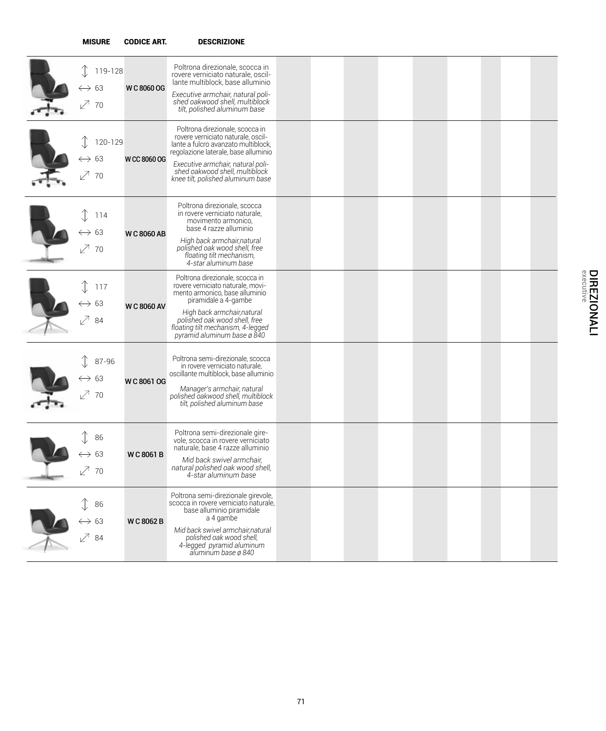| MISURE | CODICE ART. | DESCRIZIONE | | | | | | | | | |
|---|---|---|---|---|---|---|---|---|---|---|---|
| ↕ 119-128 ↔ 63 ⤢ 70 | W C 8060 OG | Poltrona direzionale, scocca in rovere verniciato naturale, oscillante multiblock, base alluminio<br>*Executive armchair, natural polished oakwood shell, multiblock tilt, polished aluminum base* | | | | | | | | | |
| ↕ 120-129 ↔ 63 ⤢ 70 | W CC 8060 OG | Poltrona direzionale, scocca in rovere verniciato naturale, oscillante a fulcro avanzato multiblock, regolazione laterale, base alluminio<br>*Executive armchair, natural polished oakwood shell, multiblock knee tilt, polished aluminum base* | | | | | | | | | |
| ↕ 114 ↔ 63 ⤢ 70 | W C 8060 AB | Poltrona direzionale, scocca in rovere verniciato naturale, movimento armonico, base 4 razze alluminio<br>*High back armchair,natural polished oak wood shell, free floating tilt mechanism, 4-star aluminum base* | | | | | | | | | |
| ↕ 117 ↔ 63 ⤢ 84 | W C 8060 AV | Poltrona direzionale, scocca in rovere verniciato naturale, movimento armonico, base alluminio piramidale a 4-gambe<br>*High back armchair,natural polished oak wood shell, free floating tilt mechanism, 4-legged pyramid aluminum base ø 840* | | | | | | | | | |
| ↕ 87-96 ↔ 63 ⤢ 70 | W C 8061 OG | Poltrona semi-direzionale, scocca in rovere verniciato naturale, oscillante multiblock, base alluminio<br>*Manager's armchair, natural polished oakwood shell, multiblock tilt, polished aluminum base* | | | | | | | | | |
| ↕ 86 ↔ 63 ⤢ 70 | W C 8061 B | Poltrona semi-direzionale girevole, scocca in rovere verniciato naturale, base 4 razze alluminio<br>*Mid back swivel armchair, natural polished oak wood shell, 4-star aluminum base* | | | | | | | | | |
| ↕ 86 ↔ 63 ⤢ 84 | W C 8062 B | Poltrona semi-direzionale girevole, scocca in rovere verniciato naturale, base alluminio piramidale a 4 gambe<br>*Mid back swivel armchair,natural polished oak wood shell, 4-legged pyramid aluminum aluminum base ø 840* | | | | | | | | | |

DIREZIONALI
executive